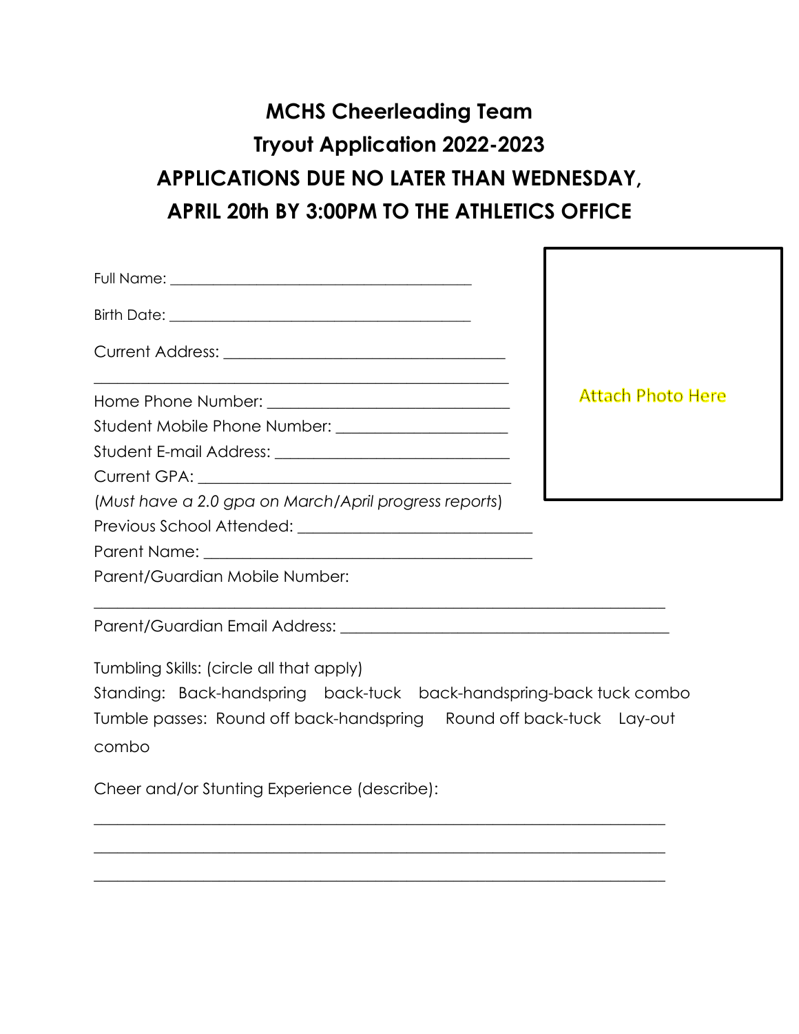# MCHS Cheerleading Team

## Tryout Application 2022-2023

## APPLICATIONS DUE NO LATER THAN WEDNESDAY, APRIL 20th BY 3:00PM TO THE ATHLETICS OFFICE

Attach Photo Here

Full Name: ________________________________________

Birth Date: ________________________________________

Current Address: ___________________________________

______________________________________________________

Home Phone Number: ______________________________

Student Mobile Phone Number: ____________________

Student E-mail Address: _____________________________

Current GPA: ______________________________________

(*Must have a 2.0 gpa on March/April progress reports*)

Previous School Attended: ____________________________

Parent Name: ______________________________________

Parent/Guardian Mobile Number:

_____________________________________________________________________

Parent/Guardian Email Address: ________________________________________

Tumbling Skills: (circle all that apply)

Standing: Back-handspring back-tuck back-handspring-back tuck combo

Tumble passes: Round off back-handspring Round off back-tuck Lay-out combo

Cheer and/or Stunting Experience (describe):

_____________________________________________________________________

_____________________________________________________________________

_____________________________________________________________________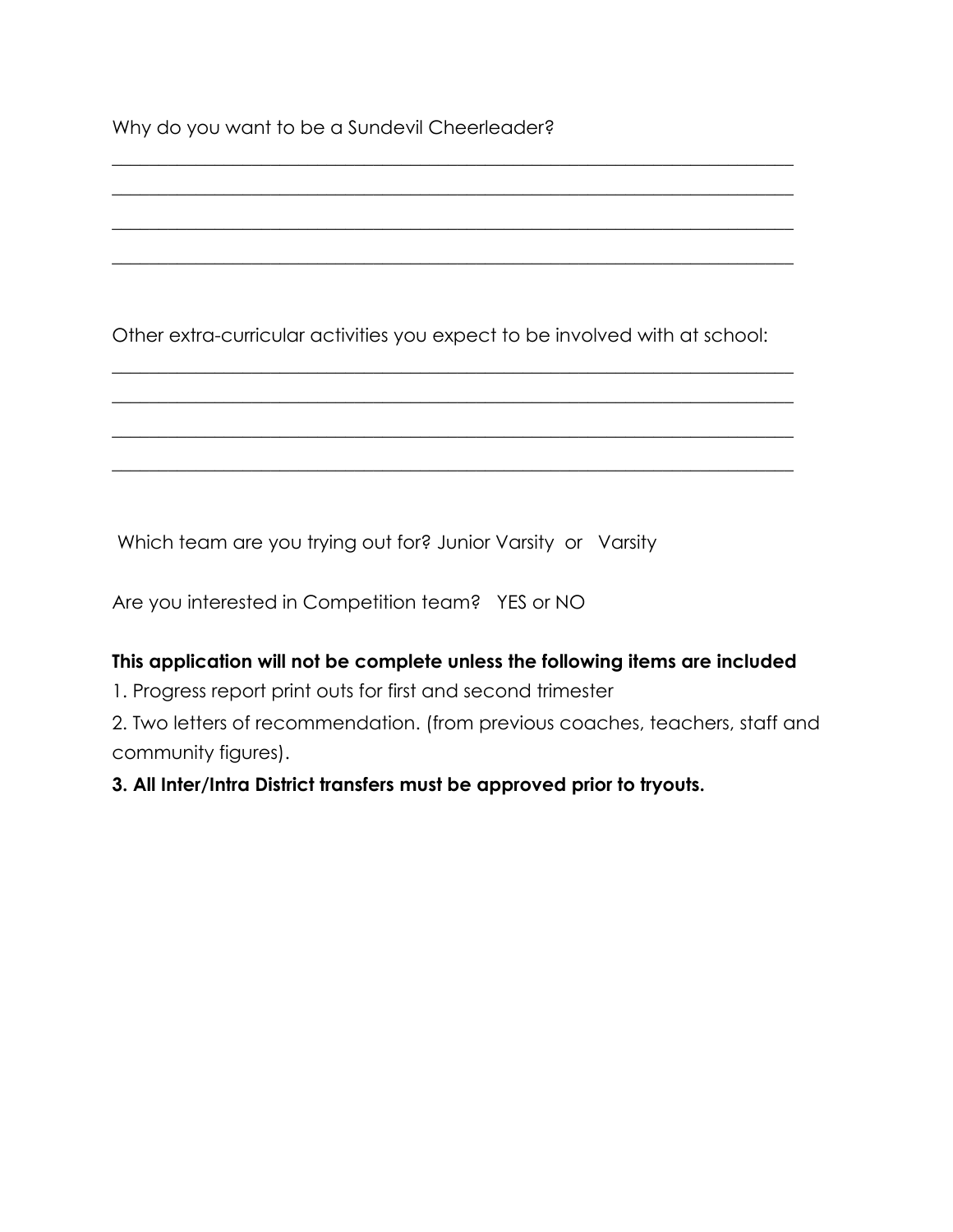Why do you want to be a Sundevil Cheerleader?

___________________________________________________________________________

___________________________________________________________________________

___________________________________________________________________________

___________________________________________________________________________

Other extra-curricular activities you expect to be involved with at school:

___________________________________________________________________________

___________________________________________________________________________

___________________________________________________________________________

___________________________________________________________________________

Which team are you trying out for? Junior Varsity or Varsity

Are you interested in Competition team? YES or NO

**This application will not be complete unless the following items are included**

1. Progress report print outs for first and second trimester
2. Two letters of recommendation. (from previous coaches, teachers, staff and community figures).
3. **All Inter/Intra District transfers must be approved prior to tryouts.**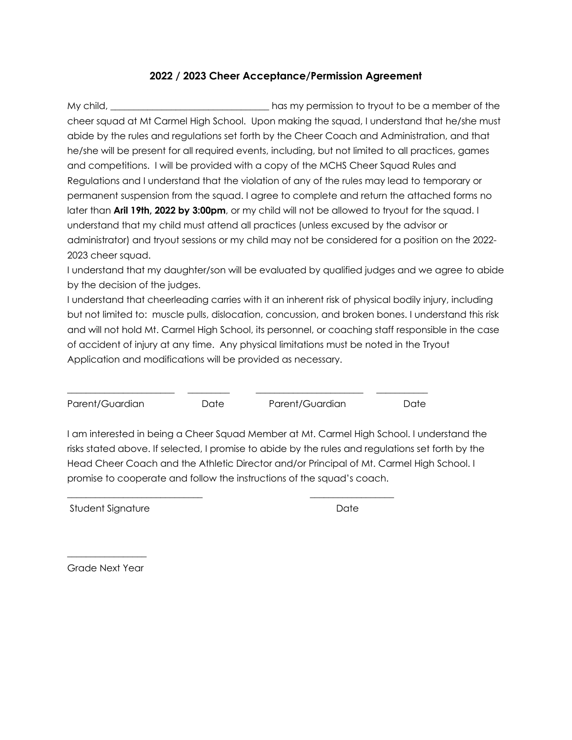## 2022 / 2023 Cheer Acceptance/Permission Agreement

My child, ___________________________________ has my permission to tryout to be a member of the cheer squad at Mt Carmel High School. Upon making the squad, I understand that he/she must abide by the rules and regulations set forth by the Cheer Coach and Administration, and that he/she will be present for all required events, including, but not limited to all practices, games and competitions. I will be provided with a copy of the MCHS Cheer Squad Rules and Regulations and I understand that the violation of any of the rules may lead to temporary or permanent suspension from the squad. I agree to complete and return the attached forms no later than **Aril 19th, 2022 by 3:00pm**, or my child will not be allowed to tryout for the squad. I understand that my child must attend all practices (unless excused by the advisor or administrator) and tryout sessions or my child may not be considered for a position on the 2022-2023 cheer squad.

I understand that my daughter/son will be evaluated by qualified judges and we agree to abide by the decision of the judges.

I understand that cheerleading carries with it an inherent risk of physical bodily injury, including but not limited to: muscle pulls, dislocation, concussion, and broken bones. I understand this risk and will not hold Mt. Carmel High School, its personnel, or coaching staff responsible in the case of accident of injury at any time. Any physical limitations must be noted in the Tryout Application and modifications will be provided as necessary.

_______________________ __________ _______________________ ___________

Parent/Guardian Date Parent/Guardian Date

I am interested in being a Cheer Squad Member at Mt. Carmel High School. I understand the risks stated above. If selected, I promise to abide by the rules and regulations set forth by the Head Cheer Coach and the Athletic Director and/or Principal of Mt. Carmel High School. I promise to cooperate and follow the instructions of the squad's coach.

_____________________________ __________________

Student Signature Date

_________________

Grade Next Year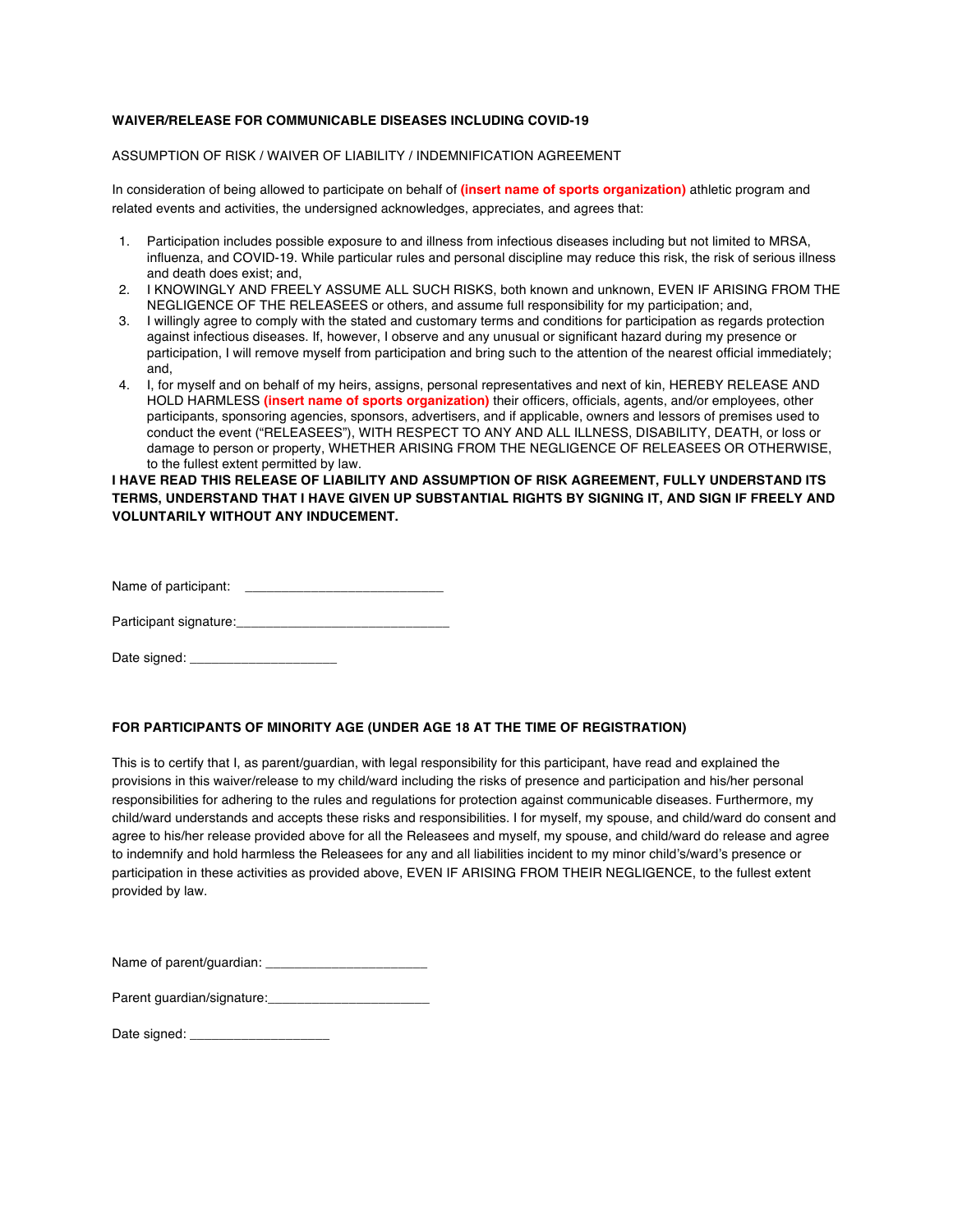**WAIVER/RELEASE FOR COMMUNICABLE DISEASES INCLUDING COVID-19**

ASSUMPTION OF RISK / WAIVER OF LIABILITY / INDEMNIFICATION AGREEMENT

In consideration of being allowed to participate on behalf of **(insert name of sports organization)** athletic program and related events and activities, the undersigned acknowledges, appreciates, and agrees that:

1. Participation includes possible exposure to and illness from infectious diseases including but not limited to MRSA, influenza, and COVID-19. While particular rules and personal discipline may reduce this risk, the risk of serious illness and death does exist; and,
2. I KNOWINGLY AND FREELY ASSUME ALL SUCH RISKS, both known and unknown, EVEN IF ARISING FROM THE NEGLIGENCE OF THE RELEASEES or others, and assume full responsibility for my participation; and,
3. I willingly agree to comply with the stated and customary terms and conditions for participation as regards protection against infectious diseases. If, however, I observe and any unusual or significant hazard during my presence or participation, I will remove myself from participation and bring such to the attention of the nearest official immediately; and,
4. I, for myself and on behalf of my heirs, assigns, personal representatives and next of kin, HEREBY RELEASE AND HOLD HARMLESS **(insert name of sports organization)** their officers, officials, agents, and/or employees, other participants, sponsoring agencies, sponsors, advertisers, and if applicable, owners and lessors of premises used to conduct the event ("RELEASEES"), WITH RESPECT TO ANY AND ALL ILLNESS, DISABILITY, DEATH, or loss or damage to person or property, WHETHER ARISING FROM THE NEGLIGENCE OF RELEASEES OR OTHERWISE, to the fullest extent permitted by law.

**I HAVE READ THIS RELEASE OF LIABILITY AND ASSUMPTION OF RISK AGREEMENT, FULLY UNDERSTAND ITS TERMS, UNDERSTAND THAT I HAVE GIVEN UP SUBSTANTIAL RIGHTS BY SIGNING IT, AND SIGN IF FREELY AND VOLUNTARILY WITHOUT ANY INDUCEMENT.**

Name of participant: ___________________________

Participant signature:_____________________________

Date signed: ____________________

**FOR PARTICIPANTS OF MINORITY AGE (UNDER AGE 18 AT THE TIME OF REGISTRATION)**

This is to certify that I, as parent/guardian, with legal responsibility for this participant, have read and explained the provisions in this waiver/release to my child/ward including the risks of presence and participation and his/her personal responsibilities for adhering to the rules and regulations for protection against communicable diseases. Furthermore, my child/ward understands and accepts these risks and responsibilities. I for myself, my spouse, and child/ward do consent and agree to his/her release provided above for all the Releasees and myself, my spouse, and child/ward do release and agree to indemnify and hold harmless the Releasees for any and all liabilities incident to my minor child's/ward's presence or participation in these activities as provided above, EVEN IF ARISING FROM THEIR NEGLIGENCE, to the fullest extent provided by law.

Name of parent/guardian: ______________________

Parent guardian/signature:______________________

Date signed: ___________________